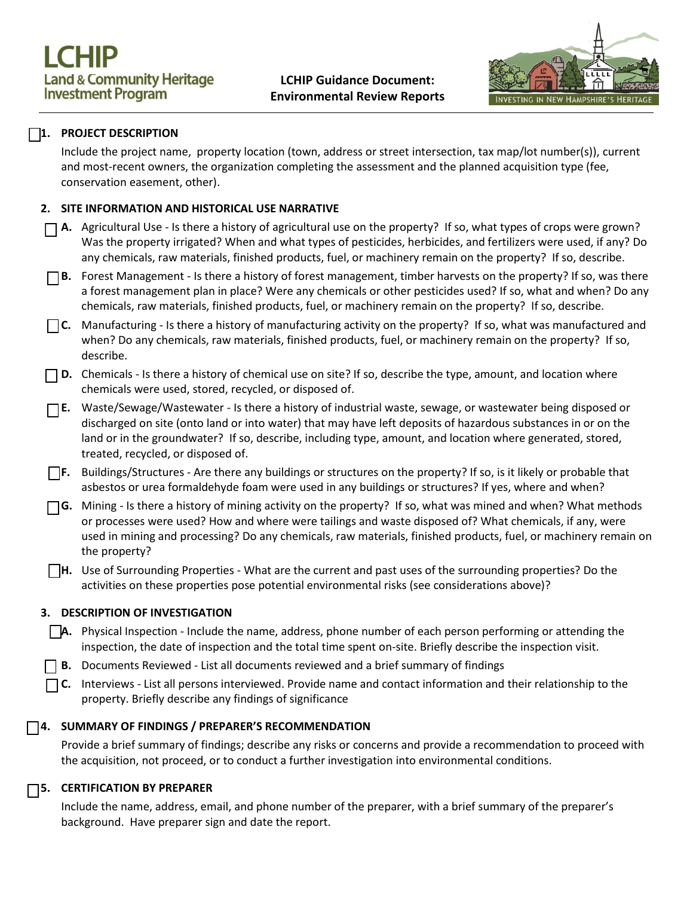# LCHIP Land & Community Heritage Investment Program

**LCHIP Guidance Document: Environmental Review Reports**

## ☐ 1. PROJECT DESCRIPTION

Include the project name, property location (town, address or street intersection, tax map/lot number(s)), current and most-recent owners, the organization completing the assessment and the planned acquisition type (fee, conservation easement, other).

## 2. SITE INFORMATION AND HISTORICAL USE NARRATIVE

- ☐ **A.** Agricultural Use - Is there a history of agricultural use on the property? If so, what types of crops were grown? Was the property irrigated? When and what types of pesticides, herbicides, and fertilizers were used, if any? Do any chemicals, raw materials, finished products, fuel, or machinery remain on the property? If so, describe.
- ☐ **B.** Forest Management - Is there a history of forest management, timber harvests on the property? If so, was there a forest management plan in place? Were any chemicals or other pesticides used? If so, what and when? Do any chemicals, raw materials, finished products, fuel, or machinery remain on the property? If so, describe.
- ☐ **C.** Manufacturing - Is there a history of manufacturing activity on the property? If so, what was manufactured and when? Do any chemicals, raw materials, finished products, fuel, or machinery remain on the property? If so, describe.
- ☐ **D.** Chemicals - Is there a history of chemical use on site? If so, describe the type, amount, and location where chemicals were used, stored, recycled, or disposed of.
- ☐ **E.** Waste/Sewage/Wastewater - Is there a history of industrial waste, sewage, or wastewater being disposed or discharged on site (onto land or into water) that may have left deposits of hazardous substances in or on the land or in the groundwater? If so, describe, including type, amount, and location where generated, stored, treated, recycled, or disposed of.
- ☐ **F.** Buildings/Structures - Are there any buildings or structures on the property? If so, is it likely or probable that asbestos or urea formaldehyde foam were used in any buildings or structures? If yes, where and when?
- ☐ **G.** Mining - Is there a history of mining activity on the property? If so, what was mined and when? What methods or processes were used? How and where were tailings and waste disposed of? What chemicals, if any, were used in mining and processing? Do any chemicals, raw materials, finished products, fuel, or machinery remain on the property?
- ☐ **H.** Use of Surrounding Properties - What are the current and past uses of the surrounding properties? Do the activities on these properties pose potential environmental risks (see considerations above)?

## 3. DESCRIPTION OF INVESTIGATION

- ☐ **A.** Physical Inspection - Include the name, address, phone number of each person performing or attending the inspection, the date of inspection and the total time spent on-site. Briefly describe the inspection visit.
- ☐ **B.** Documents Reviewed - List all documents reviewed and a brief summary of findings
- ☐ **C.** Interviews - List all persons interviewed. Provide name and contact information and their relationship to the property. Briefly describe any findings of significance

## ☐ 4. SUMMARY OF FINDINGS / PREPARER'S RECOMMENDATION

Provide a brief summary of findings; describe any risks or concerns and provide a recommendation to proceed with the acquisition, not proceed, or to conduct a further investigation into environmental conditions.

## ☐ 5. CERTIFICATION BY PREPARER

Include the name, address, email, and phone number of the preparer, with a brief summary of the preparer's background. Have preparer sign and date the report.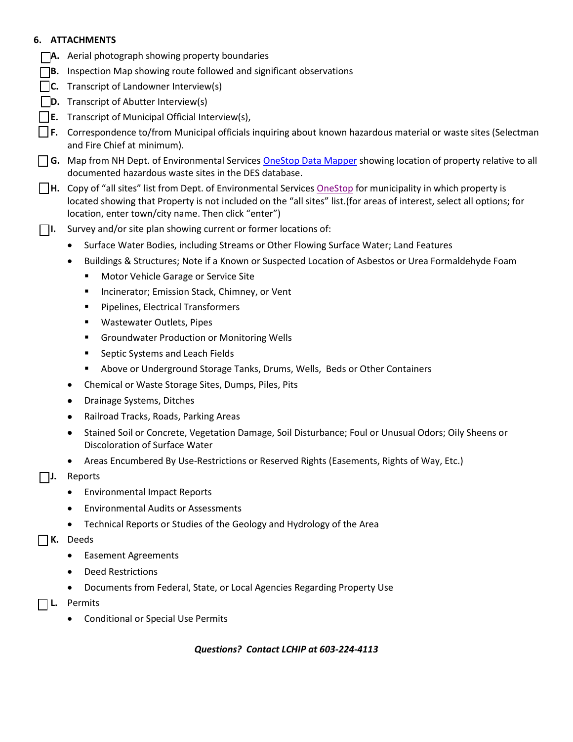## 6. ATTACHMENTS

- ☐ **A.** Aerial photograph showing property boundaries
- ☐ **B.** Inspection Map showing route followed and significant observations
- ☐ **C.** Transcript of Landowner Interview(s)
- ☐ **D.** Transcript of Abutter Interview(s)
- ☐ **E.** Transcript of Municipal Official Interview(s),
- ☐ **F.** Correspondence to/from Municipal officials inquiring about known hazardous material or waste sites (Selectman and Fire Chief at minimum).
- ☐ **G.** Map from NH Dept. of Environmental Services OneStop Data Mapper showing location of property relative to all documented hazardous waste sites in the DES database.
- ☐ **H.** Copy of "all sites" list from Dept. of Environmental Services OneStop for municipality in which property is located showing that Property is not included on the "all sites" list.(for areas of interest, select all options; for location, enter town/city name. Then click "enter")
- ☐ **I.** Survey and/or site plan showing current or former locations of:
  - Surface Water Bodies, including Streams or Other Flowing Surface Water; Land Features
  - Buildings & Structures; Note if a Known or Suspected Location of Asbestos or Urea Formaldehyde Foam
    - Motor Vehicle Garage or Service Site
    - Incinerator; Emission Stack, Chimney, or Vent
    - Pipelines, Electrical Transformers
    - Wastewater Outlets, Pipes
    - Groundwater Production or Monitoring Wells
    - Septic Systems and Leach Fields
    - Above or Underground Storage Tanks, Drums, Wells, Beds or Other Containers
  - Chemical or Waste Storage Sites, Dumps, Piles, Pits
  - Drainage Systems, Ditches
  - Railroad Tracks, Roads, Parking Areas
  - Stained Soil or Concrete, Vegetation Damage, Soil Disturbance; Foul or Unusual Odors; Oily Sheens or Discoloration of Surface Water
  - Areas Encumbered By Use-Restrictions or Reserved Rights (Easements, Rights of Way, Etc.)
- ☐ **J.** Reports
  - Environmental Impact Reports
  - Environmental Audits or Assessments
  - Technical Reports or Studies of the Geology and Hydrology of the Area
- ☐ **K.** Deeds
  - Easement Agreements
  - Deed Restrictions
  - Documents from Federal, State, or Local Agencies Regarding Property Use
- ☐ **L.** Permits
  - Conditional or Special Use Permits

***Questions? Contact LCHIP at 603-224-4113***